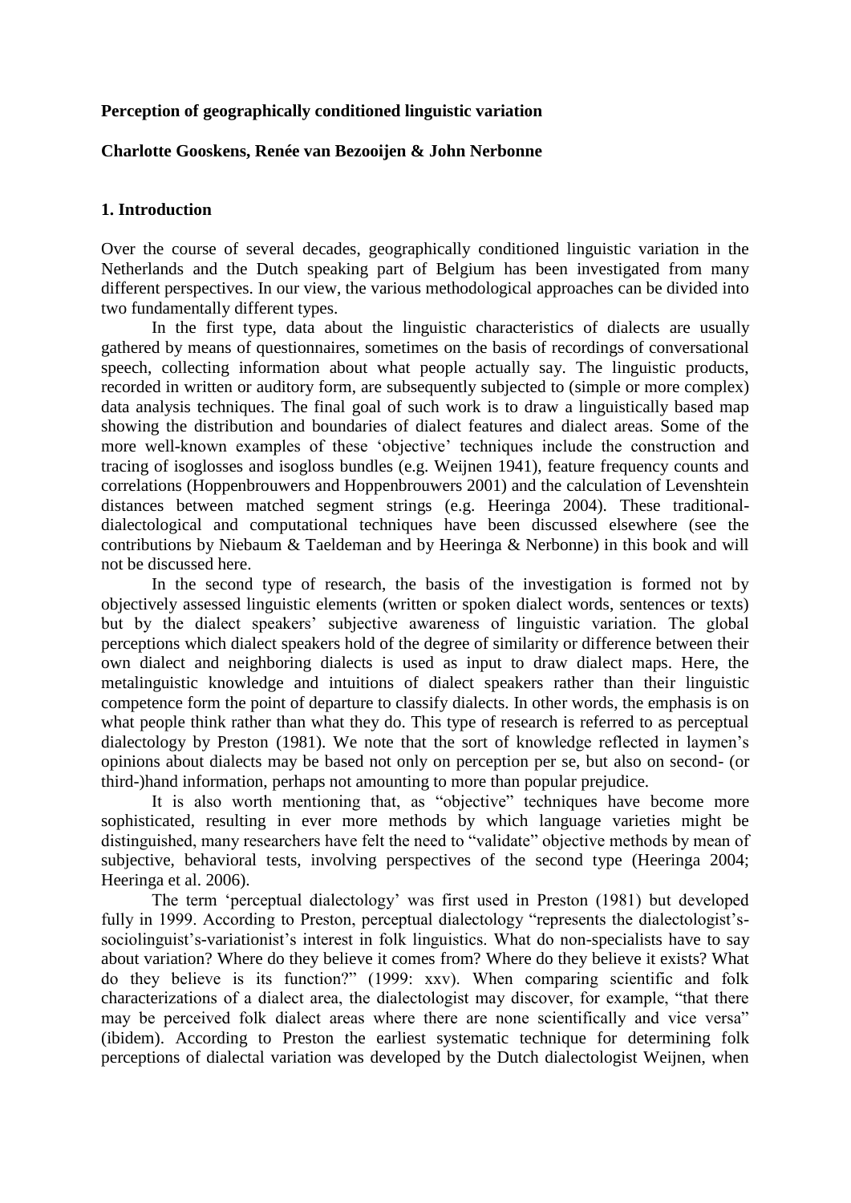**Perception of geographically conditioned linguistic variation**

**Charlotte Gooskens, Renée van Bezooijen & John Nerbonne**

## 1. Introduction

Over the course of several decades, geographically conditioned linguistic variation in the Netherlands and the Dutch speaking part of Belgium has been investigated from many different perspectives. In our view, the various methodological approaches can be divided into two fundamentally different types.

In the first type, data about the linguistic characteristics of dialects are usually gathered by means of questionnaires, sometimes on the basis of recordings of conversational speech, collecting information about what people actually say. The linguistic products, recorded in written or auditory form, are subsequently subjected to (simple or more complex) data analysis techniques. The final goal of such work is to draw a linguistically based map showing the distribution and boundaries of dialect features and dialect areas. Some of the more well-known examples of these 'objective' techniques include the construction and tracing of isoglosses and isogloss bundles (e.g. Weijnen 1941), feature frequency counts and correlations (Hoppenbrouwers and Hoppenbrouwers 2001) and the calculation of Levenshtein distances between matched segment strings (e.g. Heeringa 2004). These traditional-dialectological and computational techniques have been discussed elsewhere (see the contributions by Niebaum & Taeldeman and by Heeringa & Nerbonne) in this book and will not be discussed here.

In the second type of research, the basis of the investigation is formed not by objectively assessed linguistic elements (written or spoken dialect words, sentences or texts) but by the dialect speakers' subjective awareness of linguistic variation. The global perceptions which dialect speakers hold of the degree of similarity or difference between their own dialect and neighboring dialects is used as input to draw dialect maps. Here, the metalinguistic knowledge and intuitions of dialect speakers rather than their linguistic competence form the point of departure to classify dialects. In other words, the emphasis is on what people think rather than what they do. This type of research is referred to as perceptual dialectology by Preston (1981). We note that the sort of knowledge reflected in laymen's opinions about dialects may be based not only on perception per se, but also on second- (or third-)hand information, perhaps not amounting to more than popular prejudice.

It is also worth mentioning that, as "objective" techniques have become more sophisticated, resulting in ever more methods by which language varieties might be distinguished, many researchers have felt the need to "validate" objective methods by mean of subjective, behavioral tests, involving perspectives of the second type (Heeringa 2004; Heeringa et al. 2006).

The term 'perceptual dialectology' was first used in Preston (1981) but developed fully in 1999. According to Preston, perceptual dialectology "represents the dialectologist's-sociolinguist's-variationist's interest in folk linguistics. What do non-specialists have to say about variation? Where do they believe it comes from? Where do they believe it exists? What do they believe is its function?" (1999: xxv). When comparing scientific and folk characterizations of a dialect area, the dialectologist may discover, for example, "that there may be perceived folk dialect areas where there are none scientifically and vice versa" (ibidem). According to Preston the earliest systematic technique for determining folk perceptions of dialectal variation was developed by the Dutch dialectologist Weijnen, when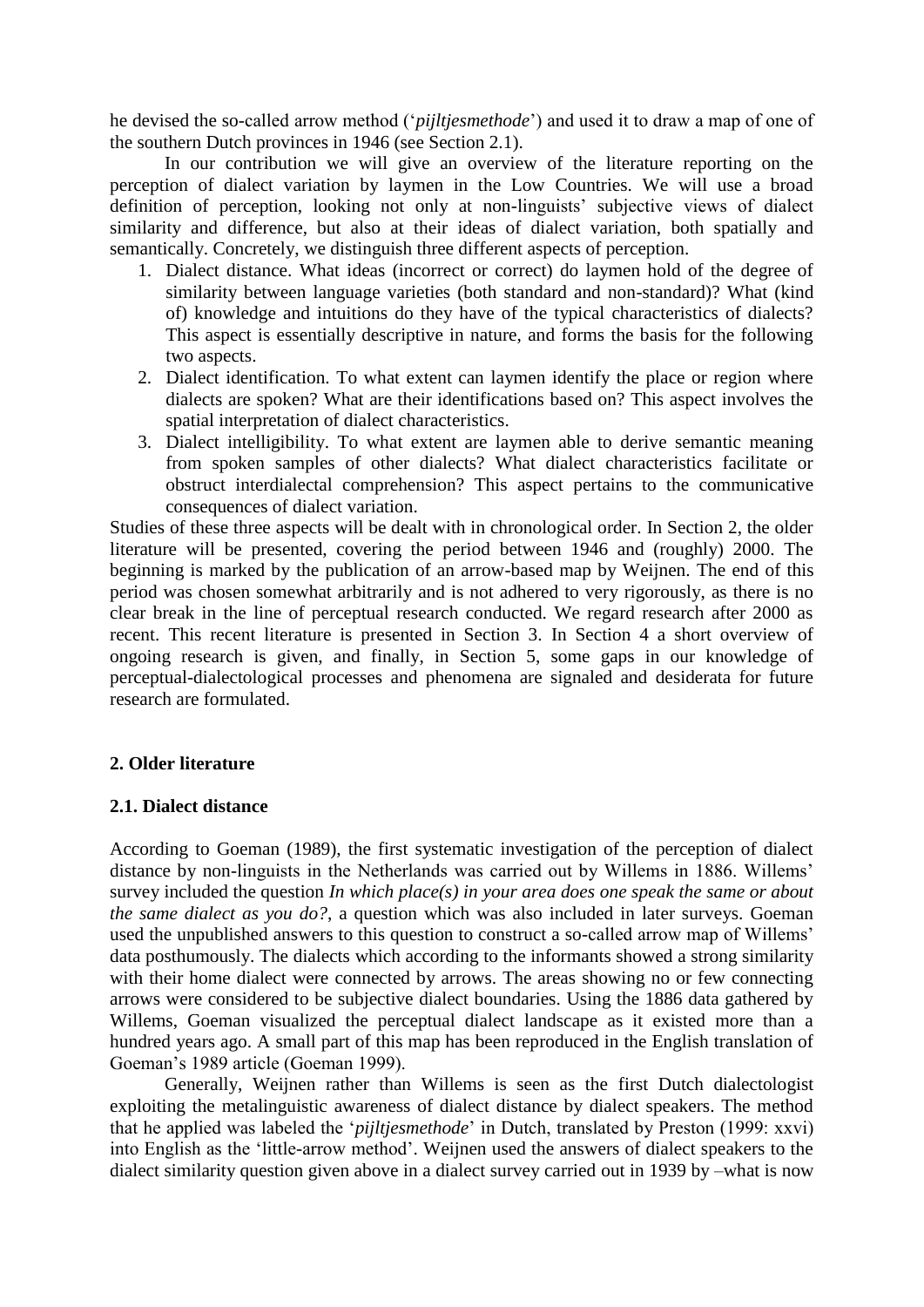he devised the so-called arrow method (‘*pijltjesmethode*’) and used it to draw a map of one of the southern Dutch provinces in 1946 (see Section 2.1).

In our contribution we will give an overview of the literature reporting on the perception of dialect variation by laymen in the Low Countries. We will use a broad definition of perception, looking not only at non-linguists’ subjective views of dialect similarity and difference, but also at their ideas of dialect variation, both spatially and semantically. Concretely, we distinguish three different aspects of perception.

1. Dialect distance. What ideas (incorrect or correct) do laymen hold of the degree of similarity between language varieties (both standard and non-standard)? What (kind of) knowledge and intuitions do they have of the typical characteristics of dialects? This aspect is essentially descriptive in nature, and forms the basis for the following two aspects.
2. Dialect identification. To what extent can laymen identify the place or region where dialects are spoken? What are their identifications based on? This aspect involves the spatial interpretation of dialect characteristics.
3. Dialect intelligibility. To what extent are laymen able to derive semantic meaning from spoken samples of other dialects? What dialect characteristics facilitate or obstruct interdialectal comprehension? This aspect pertains to the communicative consequences of dialect variation.

Studies of these three aspects will be dealt with in chronological order. In Section 2, the older literature will be presented, covering the period between 1946 and (roughly) 2000. The beginning is marked by the publication of an arrow-based map by Weijnen. The end of this period was chosen somewhat arbitrarily and is not adhered to very rigorously, as there is no clear break in the line of perceptual research conducted. We regard research after 2000 as recent. This recent literature is presented in Section 3. In Section 4 a short overview of ongoing research is given, and finally, in Section 5, some gaps in our knowledge of perceptual-dialectological processes and phenomena are signaled and desiderata for future research are formulated.

## 2. Older literature

### 2.1. Dialect distance

According to Goeman (1989), the first systematic investigation of the perception of dialect distance by non-linguists in the Netherlands was carried out by Willems in 1886. Willems’ survey included the question *In which place(s) in your area does one speak the same or about the same dialect as you do?*, a question which was also included in later surveys. Goeman used the unpublished answers to this question to construct a so-called arrow map of Willems’ data posthumously. The dialects which according to the informants showed a strong similarity with their home dialect were connected by arrows. The areas showing no or few connecting arrows were considered to be subjective dialect boundaries. Using the 1886 data gathered by Willems, Goeman visualized the perceptual dialect landscape as it existed more than a hundred years ago. A small part of this map has been reproduced in the English translation of Goeman’s 1989 article (Goeman 1999).

Generally, Weijnen rather than Willems is seen as the first Dutch dialectologist exploiting the metalinguistic awareness of dialect distance by dialect speakers. The method that he applied was labeled the ‘*pijltjesmethode*’ in Dutch, translated by Preston (1999: xxvi) into English as the ‘little-arrow method’. Weijnen used the answers of dialect speakers to the dialect similarity question given above in a dialect survey carried out in 1939 by –what is now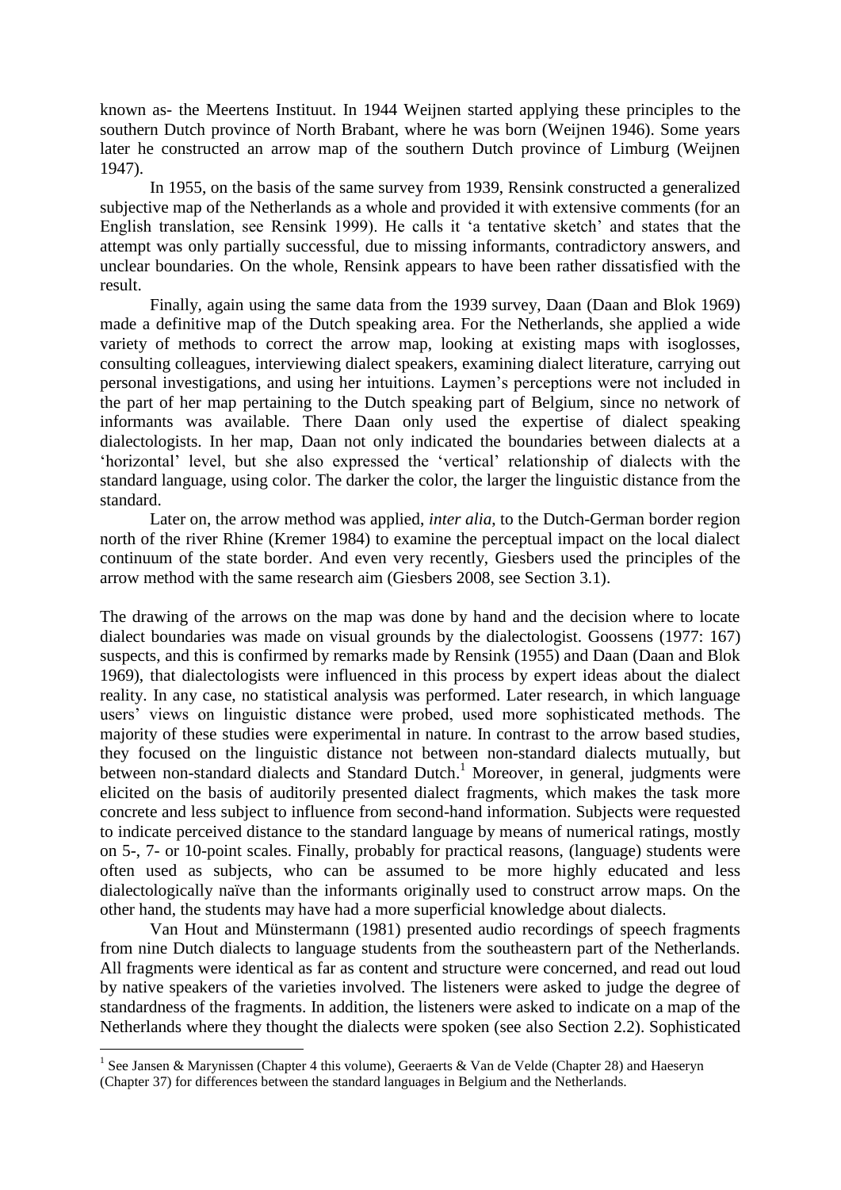known as- the Meertens Instituut. In 1944 Weijnen started applying these principles to the southern Dutch province of North Brabant, where he was born (Weijnen 1946). Some years later he constructed an arrow map of the southern Dutch province of Limburg (Weijnen 1947).

In 1955, on the basis of the same survey from 1939, Rensink constructed a generalized subjective map of the Netherlands as a whole and provided it with extensive comments (for an English translation, see Rensink 1999). He calls it 'a tentative sketch' and states that the attempt was only partially successful, due to missing informants, contradictory answers, and unclear boundaries. On the whole, Rensink appears to have been rather dissatisfied with the result.

Finally, again using the same data from the 1939 survey, Daan (Daan and Blok 1969) made a definitive map of the Dutch speaking area. For the Netherlands, she applied a wide variety of methods to correct the arrow map, looking at existing maps with isoglosses, consulting colleagues, interviewing dialect speakers, examining dialect literature, carrying out personal investigations, and using her intuitions. Laymen's perceptions were not included in the part of her map pertaining to the Dutch speaking part of Belgium, since no network of informants was available. There Daan only used the expertise of dialect speaking dialectologists. In her map, Daan not only indicated the boundaries between dialects at a 'horizontal' level, but she also expressed the 'vertical' relationship of dialects with the standard language, using color. The darker the color, the larger the linguistic distance from the standard.

Later on, the arrow method was applied, *inter alia*, to the Dutch-German border region north of the river Rhine (Kremer 1984) to examine the perceptual impact on the local dialect continuum of the state border. And even very recently, Giesbers used the principles of the arrow method with the same research aim (Giesbers 2008, see Section 3.1).

The drawing of the arrows on the map was done by hand and the decision where to locate dialect boundaries was made on visual grounds by the dialectologist. Goossens (1977: 167) suspects, and this is confirmed by remarks made by Rensink (1955) and Daan (Daan and Blok 1969), that dialectologists were influenced in this process by expert ideas about the dialect reality. In any case, no statistical analysis was performed. Later research, in which language users' views on linguistic distance were probed, used more sophisticated methods. The majority of these studies were experimental in nature. In contrast to the arrow based studies, they focused on the linguistic distance not between non-standard dialects mutually, but between non-standard dialects and Standard Dutch.[1] Moreover, in general, judgments were elicited on the basis of auditorily presented dialect fragments, which makes the task more concrete and less subject to influence from second-hand information. Subjects were requested to indicate perceived distance to the standard language by means of numerical ratings, mostly on 5-, 7- or 10-point scales. Finally, probably for practical reasons, (language) students were often used as subjects, who can be assumed to be more highly educated and less dialectologically naïve than the informants originally used to construct arrow maps. On the other hand, the students may have had a more superficial knowledge about dialects.

Van Hout and Münstermann (1981) presented audio recordings of speech fragments from nine Dutch dialects to language students from the southeastern part of the Netherlands. All fragments were identical as far as content and structure were concerned, and read out loud by native speakers of the varieties involved. The listeners were asked to judge the degree of standardness of the fragments. In addition, the listeners were asked to indicate on a map of the Netherlands where they thought the dialects were spoken (see also Section 2.2). Sophisticated

[1] See Jansen & Marynissen (Chapter 4 this volume), Geeraerts & Van de Velde (Chapter 28) and Haeseryn (Chapter 37) for differences between the standard languages in Belgium and the Netherlands.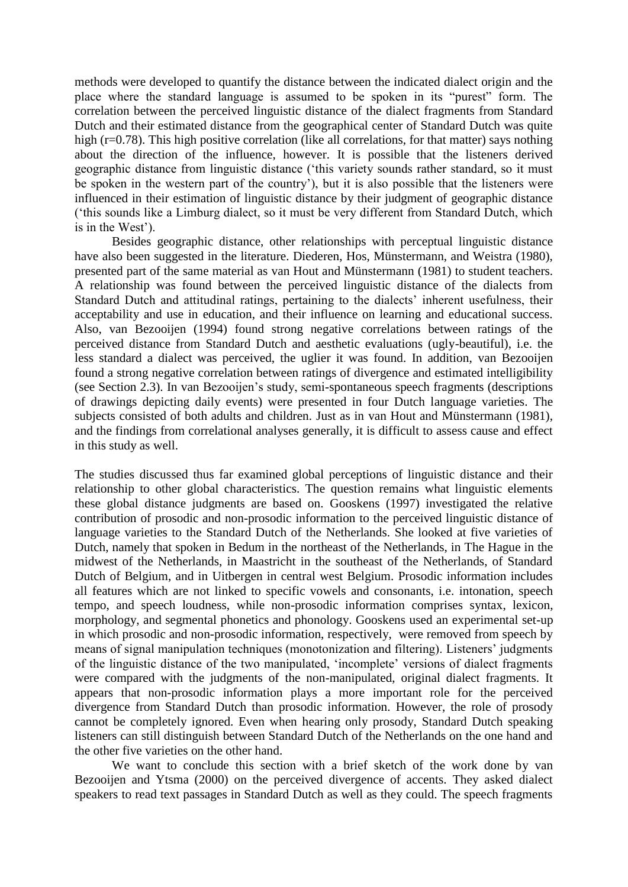methods were developed to quantify the distance between the indicated dialect origin and the place where the standard language is assumed to be spoken in its "purest" form. The correlation between the perceived linguistic distance of the dialect fragments from Standard Dutch and their estimated distance from the geographical center of Standard Dutch was quite high ($r=0.78$). This high positive correlation (like all correlations, for that matter) says nothing about the direction of the influence, however. It is possible that the listeners derived geographic distance from linguistic distance ('this variety sounds rather standard, so it must be spoken in the western part of the country'), but it is also possible that the listeners were influenced in their estimation of linguistic distance by their judgment of geographic distance ('this sounds like a Limburg dialect, so it must be very different from Standard Dutch, which is in the West').

Besides geographic distance, other relationships with perceptual linguistic distance have also been suggested in the literature. Diederen, Hos, Münstermann, and Weistra (1980), presented part of the same material as van Hout and Münstermann (1981) to student teachers. A relationship was found between the perceived linguistic distance of the dialects from Standard Dutch and attitudinal ratings, pertaining to the dialects' inherent usefulness, their acceptability and use in education, and their influence on learning and educational success. Also, van Bezooijen (1994) found strong negative correlations between ratings of the perceived distance from Standard Dutch and aesthetic evaluations (ugly-beautiful), i.e. the less standard a dialect was perceived, the uglier it was found. In addition, van Bezooijen found a strong negative correlation between ratings of divergence and estimated intelligibility (see Section 2.3). In van Bezooijen's study, semi-spontaneous speech fragments (descriptions of drawings depicting daily events) were presented in four Dutch language varieties. The subjects consisted of both adults and children. Just as in van Hout and Münstermann (1981), and the findings from correlational analyses generally, it is difficult to assess cause and effect in this study as well.

The studies discussed thus far examined global perceptions of linguistic distance and their relationship to other global characteristics. The question remains what linguistic elements these global distance judgments are based on. Gooskens (1997) investigated the relative contribution of prosodic and non-prosodic information to the perceived linguistic distance of language varieties to the Standard Dutch of the Netherlands. She looked at five varieties of Dutch, namely that spoken in Bedum in the northeast of the Netherlands, in The Hague in the midwest of the Netherlands, in Maastricht in the southeast of the Netherlands, of Standard Dutch of Belgium, and in Uitbergen in central west Belgium. Prosodic information includes all features which are not linked to specific vowels and consonants, i.e. intonation, speech tempo, and speech loudness, while non-prosodic information comprises syntax, lexicon, morphology, and segmental phonetics and phonology. Gooskens used an experimental set-up in which prosodic and non-prosodic information, respectively, were removed from speech by means of signal manipulation techniques (monotonization and filtering). Listeners' judgments of the linguistic distance of the two manipulated, 'incomplete' versions of dialect fragments were compared with the judgments of the non-manipulated, original dialect fragments. It appears that non-prosodic information plays a more important role for the perceived divergence from Standard Dutch than prosodic information. However, the role of prosody cannot be completely ignored. Even when hearing only prosody, Standard Dutch speaking listeners can still distinguish between Standard Dutch of the Netherlands on the one hand and the other five varieties on the other hand.

We want to conclude this section with a brief sketch of the work done by van Bezooijen and Ytsma (2000) on the perceived divergence of accents. They asked dialect speakers to read text passages in Standard Dutch as well as they could. The speech fragments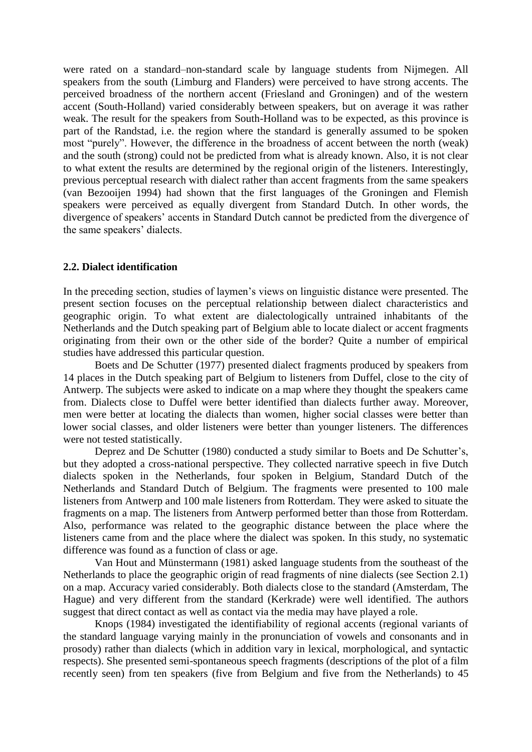were rated on a standard–non-standard scale by language students from Nijmegen. All speakers from the south (Limburg and Flanders) were perceived to have strong accents. The perceived broadness of the northern accent (Friesland and Groningen) and of the western accent (South-Holland) varied considerably between speakers, but on average it was rather weak. The result for the speakers from South-Holland was to be expected, as this province is part of the Randstad, i.e. the region where the standard is generally assumed to be spoken most "purely". However, the difference in the broadness of accent between the north (weak) and the south (strong) could not be predicted from what is already known. Also, it is not clear to what extent the results are determined by the regional origin of the listeners. Interestingly, previous perceptual research with dialect rather than accent fragments from the same speakers (van Bezooijen 1994) had shown that the first languages of the Groningen and Flemish speakers were perceived as equally divergent from Standard Dutch. In other words, the divergence of speakers' accents in Standard Dutch cannot be predicted from the divergence of the same speakers' dialects.

### 2.2. Dialect identification

In the preceding section, studies of laymen's views on linguistic distance were presented. The present section focuses on the perceptual relationship between dialect characteristics and geographic origin. To what extent are dialectologically untrained inhabitants of the Netherlands and the Dutch speaking part of Belgium able to locate dialect or accent fragments originating from their own or the other side of the border? Quite a number of empirical studies have addressed this particular question.

Boets and De Schutter (1977) presented dialect fragments produced by speakers from 14 places in the Dutch speaking part of Belgium to listeners from Duffel, close to the city of Antwerp. The subjects were asked to indicate on a map where they thought the speakers came from. Dialects close to Duffel were better identified than dialects further away. Moreover, men were better at locating the dialects than women, higher social classes were better than lower social classes, and older listeners were better than younger listeners. The differences were not tested statistically.

Deprez and De Schutter (1980) conducted a study similar to Boets and De Schutter's, but they adopted a cross-national perspective. They collected narrative speech in five Dutch dialects spoken in the Netherlands, four spoken in Belgium, Standard Dutch of the Netherlands and Standard Dutch of Belgium. The fragments were presented to 100 male listeners from Antwerp and 100 male listeners from Rotterdam. They were asked to situate the fragments on a map. The listeners from Antwerp performed better than those from Rotterdam. Also, performance was related to the geographic distance between the place where the listeners came from and the place where the dialect was spoken. In this study, no systematic difference was found as a function of class or age.

Van Hout and Münstermann (1981) asked language students from the southeast of the Netherlands to place the geographic origin of read fragments of nine dialects (see Section 2.1) on a map. Accuracy varied considerably. Both dialects close to the standard (Amsterdam, The Hague) and very different from the standard (Kerkrade) were well identified. The authors suggest that direct contact as well as contact via the media may have played a role.

Knops (1984) investigated the identifiability of regional accents (regional variants of the standard language varying mainly in the pronunciation of vowels and consonants and in prosody) rather than dialects (which in addition vary in lexical, morphological, and syntactic respects). She presented semi-spontaneous speech fragments (descriptions of the plot of a film recently seen) from ten speakers (five from Belgium and five from the Netherlands) to 45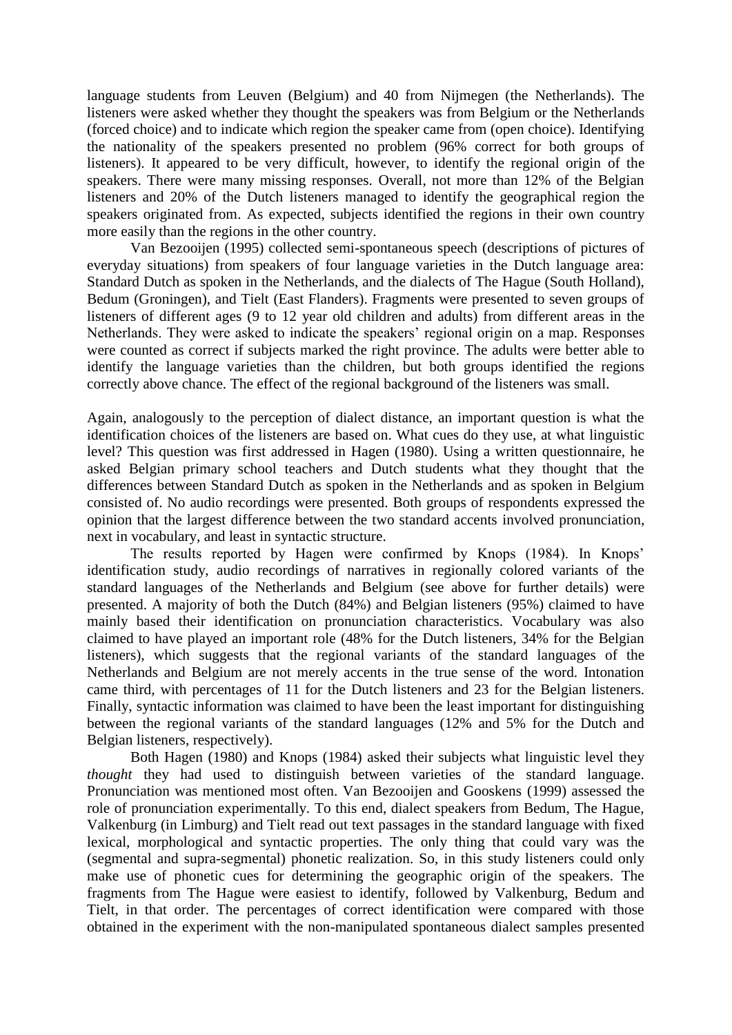language students from Leuven (Belgium) and 40 from Nijmegen (the Netherlands). The listeners were asked whether they thought the speakers was from Belgium or the Netherlands (forced choice) and to indicate which region the speaker came from (open choice). Identifying the nationality of the speakers presented no problem (96% correct for both groups of listeners). It appeared to be very difficult, however, to identify the regional origin of the speakers. There were many missing responses. Overall, not more than 12% of the Belgian listeners and 20% of the Dutch listeners managed to identify the geographical region the speakers originated from. As expected, subjects identified the regions in their own country more easily than the regions in the other country.

Van Bezooijen (1995) collected semi-spontaneous speech (descriptions of pictures of everyday situations) from speakers of four language varieties in the Dutch language area: Standard Dutch as spoken in the Netherlands, and the dialects of The Hague (South Holland), Bedum (Groningen), and Tielt (East Flanders). Fragments were presented to seven groups of listeners of different ages (9 to 12 year old children and adults) from different areas in the Netherlands. They were asked to indicate the speakers' regional origin on a map. Responses were counted as correct if subjects marked the right province. The adults were better able to identify the language varieties than the children, but both groups identified the regions correctly above chance. The effect of the regional background of the listeners was small.

Again, analogously to the perception of dialect distance, an important question is what the identification choices of the listeners are based on. What cues do they use, at what linguistic level? This question was first addressed in Hagen (1980). Using a written questionnaire, he asked Belgian primary school teachers and Dutch students what they thought that the differences between Standard Dutch as spoken in the Netherlands and as spoken in Belgium consisted of. No audio recordings were presented. Both groups of respondents expressed the opinion that the largest difference between the two standard accents involved pronunciation, next in vocabulary, and least in syntactic structure.

The results reported by Hagen were confirmed by Knops (1984). In Knops' identification study, audio recordings of narratives in regionally colored variants of the standard languages of the Netherlands and Belgium (see above for further details) were presented. A majority of both the Dutch (84%) and Belgian listeners (95%) claimed to have mainly based their identification on pronunciation characteristics. Vocabulary was also claimed to have played an important role (48% for the Dutch listeners, 34% for the Belgian listeners), which suggests that the regional variants of the standard languages of the Netherlands and Belgium are not merely accents in the true sense of the word. Intonation came third, with percentages of 11 for the Dutch listeners and 23 for the Belgian listeners. Finally, syntactic information was claimed to have been the least important for distinguishing between the regional variants of the standard languages (12% and 5% for the Dutch and Belgian listeners, respectively).

Both Hagen (1980) and Knops (1984) asked their subjects what linguistic level they *thought* they had used to distinguish between varieties of the standard language. Pronunciation was mentioned most often. Van Bezooijen and Gooskens (1999) assessed the role of pronunciation experimentally. To this end, dialect speakers from Bedum, The Hague, Valkenburg (in Limburg) and Tielt read out text passages in the standard language with fixed lexical, morphological and syntactic properties. The only thing that could vary was the (segmental and supra-segmental) phonetic realization. So, in this study listeners could only make use of phonetic cues for determining the geographic origin of the speakers. The fragments from The Hague were easiest to identify, followed by Valkenburg, Bedum and Tielt, in that order. The percentages of correct identification were compared with those obtained in the experiment with the non-manipulated spontaneous dialect samples presented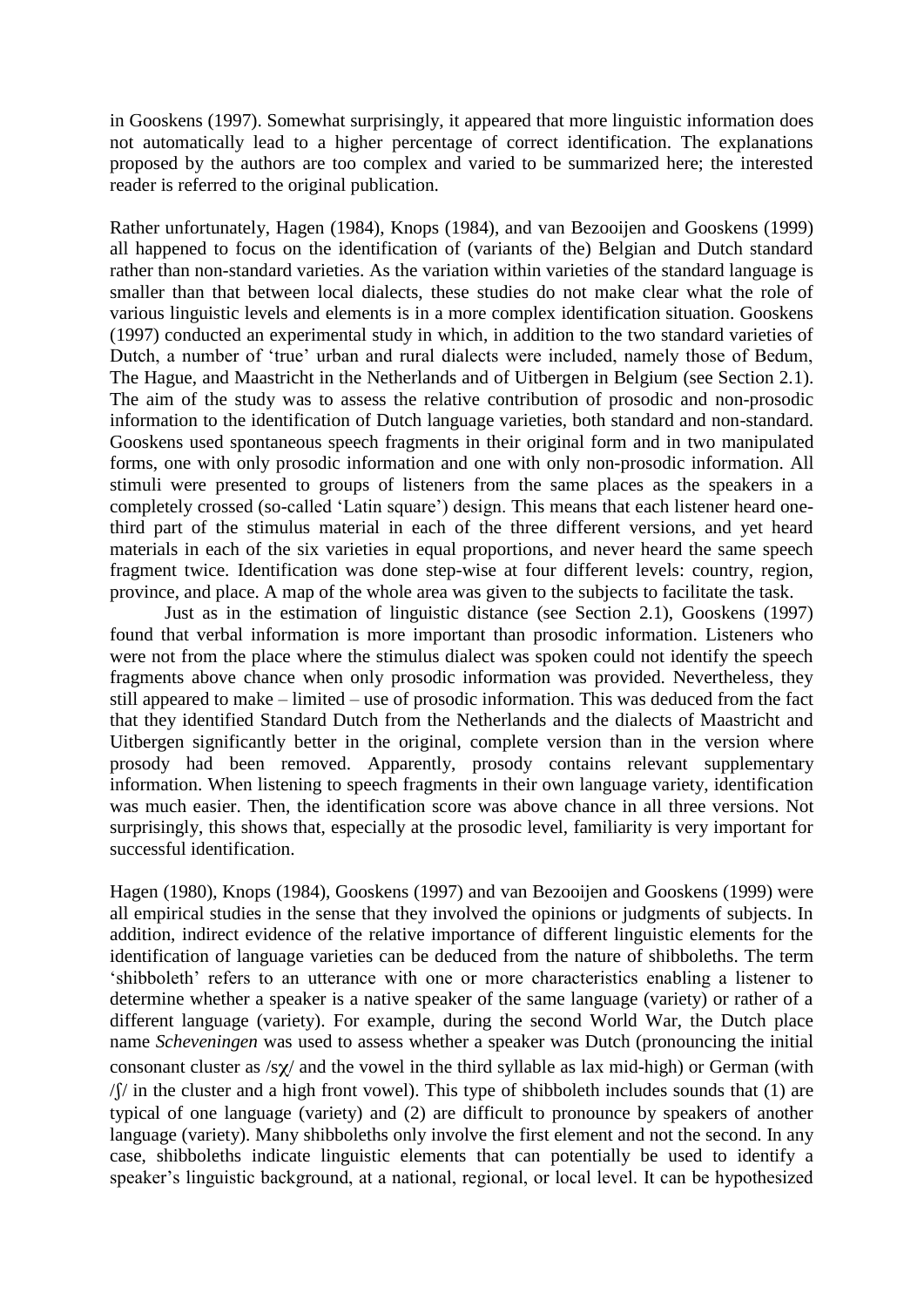in Gooskens (1997). Somewhat surprisingly, it appeared that more linguistic information does not automatically lead to a higher percentage of correct identification. The explanations proposed by the authors are too complex and varied to be summarized here; the interested reader is referred to the original publication.

Rather unfortunately, Hagen (1984), Knops (1984), and van Bezooijen and Gooskens (1999) all happened to focus on the identification of (variants of the) Belgian and Dutch standard rather than non-standard varieties. As the variation within varieties of the standard language is smaller than that between local dialects, these studies do not make clear what the role of various linguistic levels and elements is in a more complex identification situation. Gooskens (1997) conducted an experimental study in which, in addition to the two standard varieties of Dutch, a number of 'true' urban and rural dialects were included, namely those of Bedum, The Hague, and Maastricht in the Netherlands and of Uitbergen in Belgium (see Section 2.1). The aim of the study was to assess the relative contribution of prosodic and non-prosodic information to the identification of Dutch language varieties, both standard and non-standard. Gooskens used spontaneous speech fragments in their original form and in two manipulated forms, one with only prosodic information and one with only non-prosodic information. All stimuli were presented to groups of listeners from the same places as the speakers in a completely crossed (so-called 'Latin square') design. This means that each listener heard one-third part of the stimulus material in each of the three different versions, and yet heard materials in each of the six varieties in equal proportions, and never heard the same speech fragment twice. Identification was done step-wise at four different levels: country, region, province, and place. A map of the whole area was given to the subjects to facilitate the task.

Just as in the estimation of linguistic distance (see Section 2.1), Gooskens (1997) found that verbal information is more important than prosodic information. Listeners who were not from the place where the stimulus dialect was spoken could not identify the speech fragments above chance when only prosodic information was provided. Nevertheless, they still appeared to make – limited – use of prosodic information. This was deduced from the fact that they identified Standard Dutch from the Netherlands and the dialects of Maastricht and Uitbergen significantly better in the original, complete version than in the version where prosody had been removed. Apparently, prosody contains relevant supplementary information. When listening to speech fragments in their own language variety, identification was much easier. Then, the identification score was above chance in all three versions. Not surprisingly, this shows that, especially at the prosodic level, familiarity is very important for successful identification.

Hagen (1980), Knops (1984), Gooskens (1997) and van Bezooijen and Gooskens (1999) were all empirical studies in the sense that they involved the opinions or judgments of subjects. In addition, indirect evidence of the relative importance of different linguistic elements for the identification of language varieties can be deduced from the nature of shibboleths. The term 'shibboleth' refers to an utterance with one or more characteristics enabling a listener to determine whether a speaker is a native speaker of the same language (variety) or rather of a different language (variety). For example, during the second World War, the Dutch place name *Scheveningen* was used to assess whether a speaker was Dutch (pronouncing the initial consonant cluster as /sχ/ and the vowel in the third syllable as lax mid-high) or German (with /ʃ/ in the cluster and a high front vowel). This type of shibboleth includes sounds that (1) are typical of one language (variety) and (2) are difficult to pronounce by speakers of another language (variety). Many shibboleths only involve the first element and not the second. In any case, shibboleths indicate linguistic elements that can potentially be used to identify a speaker's linguistic background, at a national, regional, or local level. It can be hypothesized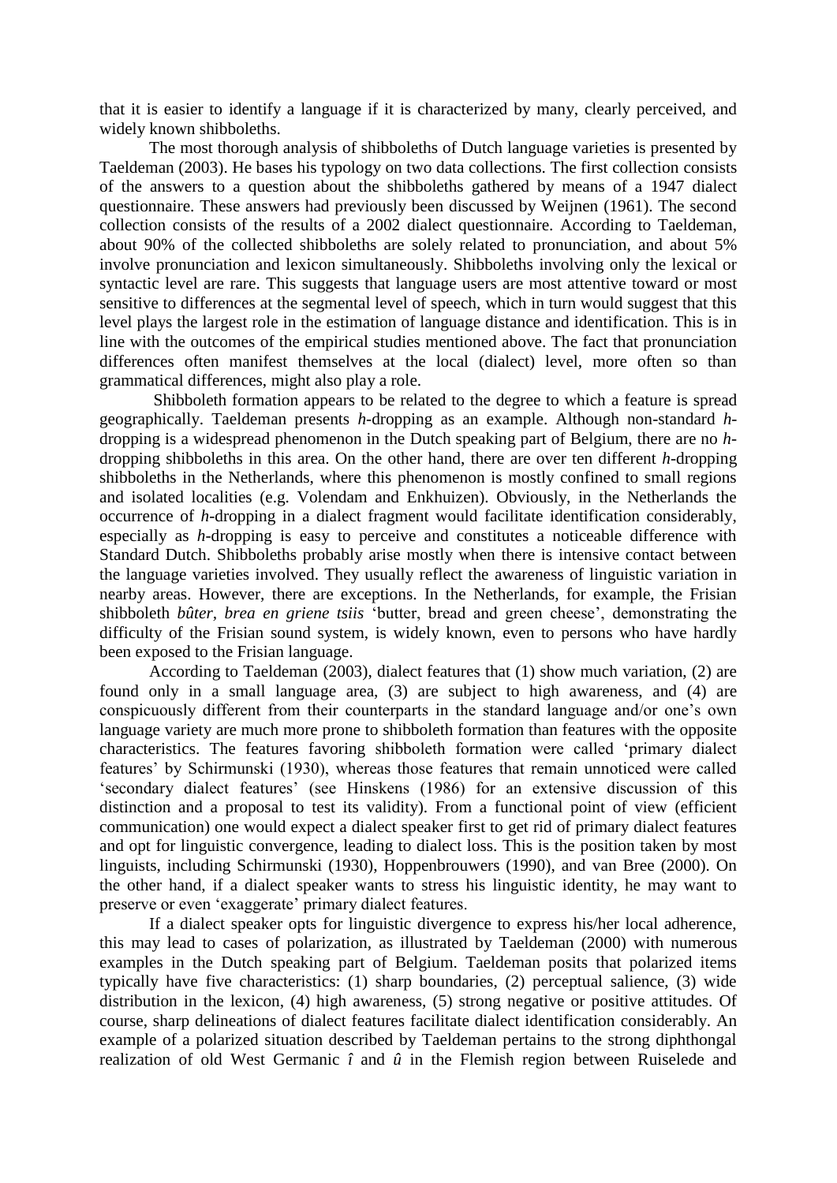that it is easier to identify a language if it is characterized by many, clearly perceived, and widely known shibboleths.

The most thorough analysis of shibboleths of Dutch language varieties is presented by Taeldeman (2003). He bases his typology on two data collections. The first collection consists of the answers to a question about the shibboleths gathered by means of a 1947 dialect questionnaire. These answers had previously been discussed by Weijnen (1961). The second collection consists of the results of a 2002 dialect questionnaire. According to Taeldeman, about 90% of the collected shibboleths are solely related to pronunciation, and about 5% involve pronunciation and lexicon simultaneously. Shibboleths involving only the lexical or syntactic level are rare. This suggests that language users are most attentive toward or most sensitive to differences at the segmental level of speech, which in turn would suggest that this level plays the largest role in the estimation of language distance and identification. This is in line with the outcomes of the empirical studies mentioned above. The fact that pronunciation differences often manifest themselves at the local (dialect) level, more often so than grammatical differences, might also play a role.

Shibboleth formation appears to be related to the degree to which a feature is spread geographically. Taeldeman presents *h*-dropping as an example. Although non-standard *h*-dropping is a widespread phenomenon in the Dutch speaking part of Belgium, there are no *h*-dropping shibboleths in this area. On the other hand, there are over ten different *h*-dropping shibboleths in the Netherlands, where this phenomenon is mostly confined to small regions and isolated localities (e.g. Volendam and Enkhuizen). Obviously, in the Netherlands the occurrence of *h*-dropping in a dialect fragment would facilitate identification considerably, especially as *h*-dropping is easy to perceive and constitutes a noticeable difference with Standard Dutch. Shibboleths probably arise mostly when there is intensive contact between the language varieties involved. They usually reflect the awareness of linguistic variation in nearby areas. However, there are exceptions. In the Netherlands, for example, the Frisian shibboleth *bûter, brea en griene tsiis* 'butter, bread and green cheese', demonstrating the difficulty of the Frisian sound system, is widely known, even to persons who have hardly been exposed to the Frisian language.

According to Taeldeman (2003), dialect features that (1) show much variation, (2) are found only in a small language area, (3) are subject to high awareness, and (4) are conspicuously different from their counterparts in the standard language and/or one's own language variety are much more prone to shibboleth formation than features with the opposite characteristics. The features favoring shibboleth formation were called 'primary dialect features' by Schirmunski (1930), whereas those features that remain unnoticed were called 'secondary dialect features' (see Hinskens (1986) for an extensive discussion of this distinction and a proposal to test its validity). From a functional point of view (efficient communication) one would expect a dialect speaker first to get rid of primary dialect features and opt for linguistic convergence, leading to dialect loss. This is the position taken by most linguists, including Schirmunski (1930), Hoppenbrouwers (1990), and van Bree (2000). On the other hand, if a dialect speaker wants to stress his linguistic identity, he may want to preserve or even 'exaggerate' primary dialect features.

If a dialect speaker opts for linguistic divergence to express his/her local adherence, this may lead to cases of polarization, as illustrated by Taeldeman (2000) with numerous examples in the Dutch speaking part of Belgium. Taeldeman posits that polarized items typically have five characteristics: (1) sharp boundaries, (2) perceptual salience, (3) wide distribution in the lexicon, (4) high awareness, (5) strong negative or positive attitudes. Of course, sharp delineations of dialect features facilitate dialect identification considerably. An example of a polarized situation described by Taeldeman pertains to the strong diphthongal realization of old West Germanic *î* and *û* in the Flemish region between Ruiselede and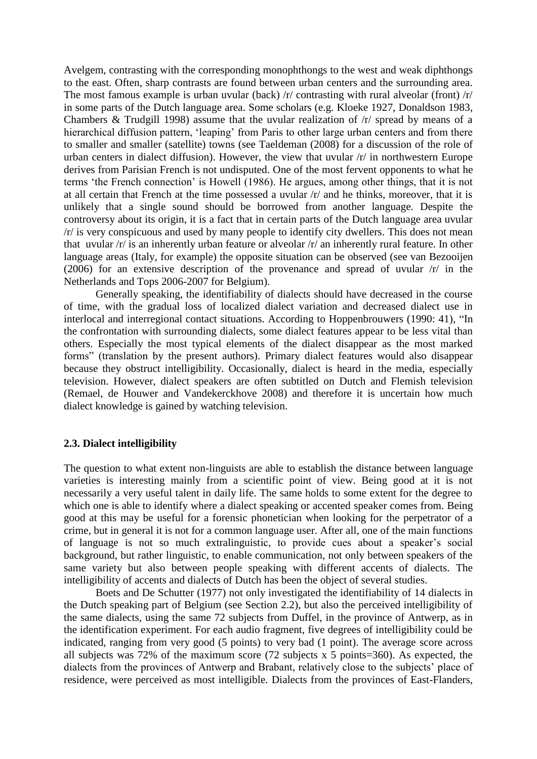Avelgem, contrasting with the corresponding monophthongs to the west and weak diphthongs to the east. Often, sharp contrasts are found between urban centers and the surrounding area. The most famous example is urban uvular (back) /r/ contrasting with rural alveolar (front) /r/ in some parts of the Dutch language area. Some scholars (e.g. Kloeke 1927, Donaldson 1983, Chambers & Trudgill 1998) assume that the uvular realization of /r/ spread by means of a hierarchical diffusion pattern, 'leaping' from Paris to other large urban centers and from there to smaller and smaller (satellite) towns (see Taeldeman (2008) for a discussion of the role of urban centers in dialect diffusion). However, the view that uvular /r/ in northwestern Europe derives from Parisian French is not undisputed. One of the most fervent opponents to what he terms 'the French connection' is Howell (1986). He argues, among other things, that it is not at all certain that French at the time possessed a uvular /r/ and he thinks, moreover, that it is unlikely that a single sound should be borrowed from another language. Despite the controversy about its origin, it is a fact that in certain parts of the Dutch language area uvular /r/ is very conspicuous and used by many people to identify city dwellers. This does not mean that uvular /r/ is an inherently urban feature or alveolar /r/ an inherently rural feature. In other language areas (Italy, for example) the opposite situation can be observed (see van Bezooijen (2006) for an extensive description of the provenance and spread of uvular /r/ in the Netherlands and Tops 2006-2007 for Belgium).

Generally speaking, the identifiability of dialects should have decreased in the course of time, with the gradual loss of localized dialect variation and decreased dialect use in interlocal and interregional contact situations. According to Hoppenbrouwers (1990: 41), "In the confrontation with surrounding dialects, some dialect features appear to be less vital than others. Especially the most typical elements of the dialect disappear as the most marked forms" (translation by the present authors). Primary dialect features would also disappear because they obstruct intelligibility. Occasionally, dialect is heard in the media, especially television. However, dialect speakers are often subtitled on Dutch and Flemish television (Remael, de Houwer and Vandekerckhove 2008) and therefore it is uncertain how much dialect knowledge is gained by watching television.

### 2.3. Dialect intelligibility

The question to what extent non-linguists are able to establish the distance between language varieties is interesting mainly from a scientific point of view. Being good at it is not necessarily a very useful talent in daily life. The same holds to some extent for the degree to which one is able to identify where a dialect speaking or accented speaker comes from. Being good at this may be useful for a forensic phonetician when looking for the perpetrator of a crime, but in general it is not for a common language user. After all, one of the main functions of language is not so much extralinguistic, to provide cues about a speaker's social background, but rather linguistic, to enable communication, not only between speakers of the same variety but also between people speaking with different accents of dialects. The intelligibility of accents and dialects of Dutch has been the object of several studies.

Boets and De Schutter (1977) not only investigated the identifiability of 14 dialects in the Dutch speaking part of Belgium (see Section 2.2), but also the perceived intelligibility of the same dialects, using the same 72 subjects from Duffel, in the province of Antwerp, as in the identification experiment. For each audio fragment, five degrees of intelligibility could be indicated, ranging from very good (5 points) to very bad (1 point). The average score across all subjects was 72% of the maximum score (72 subjects x 5 points=360). As expected, the dialects from the provinces of Antwerp and Brabant, relatively close to the subjects' place of residence, were perceived as most intelligible. Dialects from the provinces of East-Flanders,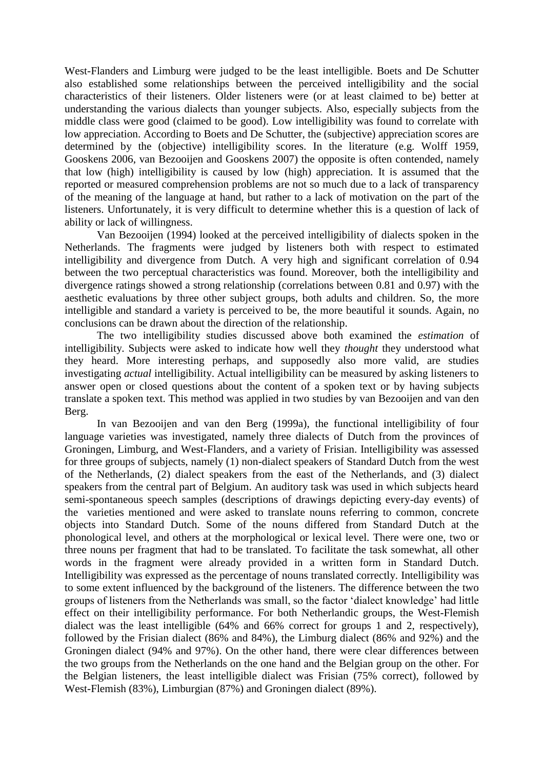West-Flanders and Limburg were judged to be the least intelligible. Boets and De Schutter also established some relationships between the perceived intelligibility and the social characteristics of their listeners. Older listeners were (or at least claimed to be) better at understanding the various dialects than younger subjects. Also, especially subjects from the middle class were good (claimed to be good). Low intelligibility was found to correlate with low appreciation. According to Boets and De Schutter, the (subjective) appreciation scores are determined by the (objective) intelligibility scores. In the literature (e.g. Wolff 1959, Gooskens 2006, van Bezooijen and Gooskens 2007) the opposite is often contended, namely that low (high) intelligibility is caused by low (high) appreciation. It is assumed that the reported or measured comprehension problems are not so much due to a lack of transparency of the meaning of the language at hand, but rather to a lack of motivation on the part of the listeners. Unfortunately, it is very difficult to determine whether this is a question of lack of ability or lack of willingness.

Van Bezooijen (1994) looked at the perceived intelligibility of dialects spoken in the Netherlands. The fragments were judged by listeners both with respect to estimated intelligibility and divergence from Dutch. A very high and significant correlation of 0.94 between the two perceptual characteristics was found. Moreover, both the intelligibility and divergence ratings showed a strong relationship (correlations between 0.81 and 0.97) with the aesthetic evaluations by three other subject groups, both adults and children. So, the more intelligible and standard a variety is perceived to be, the more beautiful it sounds. Again, no conclusions can be drawn about the direction of the relationship.

The two intelligibility studies discussed above both examined the *estimation* of intelligibility. Subjects were asked to indicate how well they *thought* they understood what they heard. More interesting perhaps, and supposedly also more valid, are studies investigating *actual* intelligibility. Actual intelligibility can be measured by asking listeners to answer open or closed questions about the content of a spoken text or by having subjects translate a spoken text. This method was applied in two studies by van Bezooijen and van den Berg.

In van Bezooijen and van den Berg (1999a), the functional intelligibility of four language varieties was investigated, namely three dialects of Dutch from the provinces of Groningen, Limburg, and West-Flanders, and a variety of Frisian. Intelligibility was assessed for three groups of subjects, namely (1) non-dialect speakers of Standard Dutch from the west of the Netherlands, (2) dialect speakers from the east of the Netherlands, and (3) dialect speakers from the central part of Belgium. An auditory task was used in which subjects heard semi-spontaneous speech samples (descriptions of drawings depicting every-day events) of the varieties mentioned and were asked to translate nouns referring to common, concrete objects into Standard Dutch. Some of the nouns differed from Standard Dutch at the phonological level, and others at the morphological or lexical level. There were one, two or three nouns per fragment that had to be translated. To facilitate the task somewhat, all other words in the fragment were already provided in a written form in Standard Dutch. Intelligibility was expressed as the percentage of nouns translated correctly. Intelligibility was to some extent influenced by the background of the listeners. The difference between the two groups of listeners from the Netherlands was small, so the factor 'dialect knowledge' had little effect on their intelligibility performance. For both Netherlandic groups, the West-Flemish dialect was the least intelligible (64% and 66% correct for groups 1 and 2, respectively), followed by the Frisian dialect (86% and 84%), the Limburg dialect (86% and 92%) and the Groningen dialect (94% and 97%). On the other hand, there were clear differences between the two groups from the Netherlands on the one hand and the Belgian group on the other. For the Belgian listeners, the least intelligible dialect was Frisian (75% correct), followed by West-Flemish (83%), Limburgian (87%) and Groningen dialect (89%).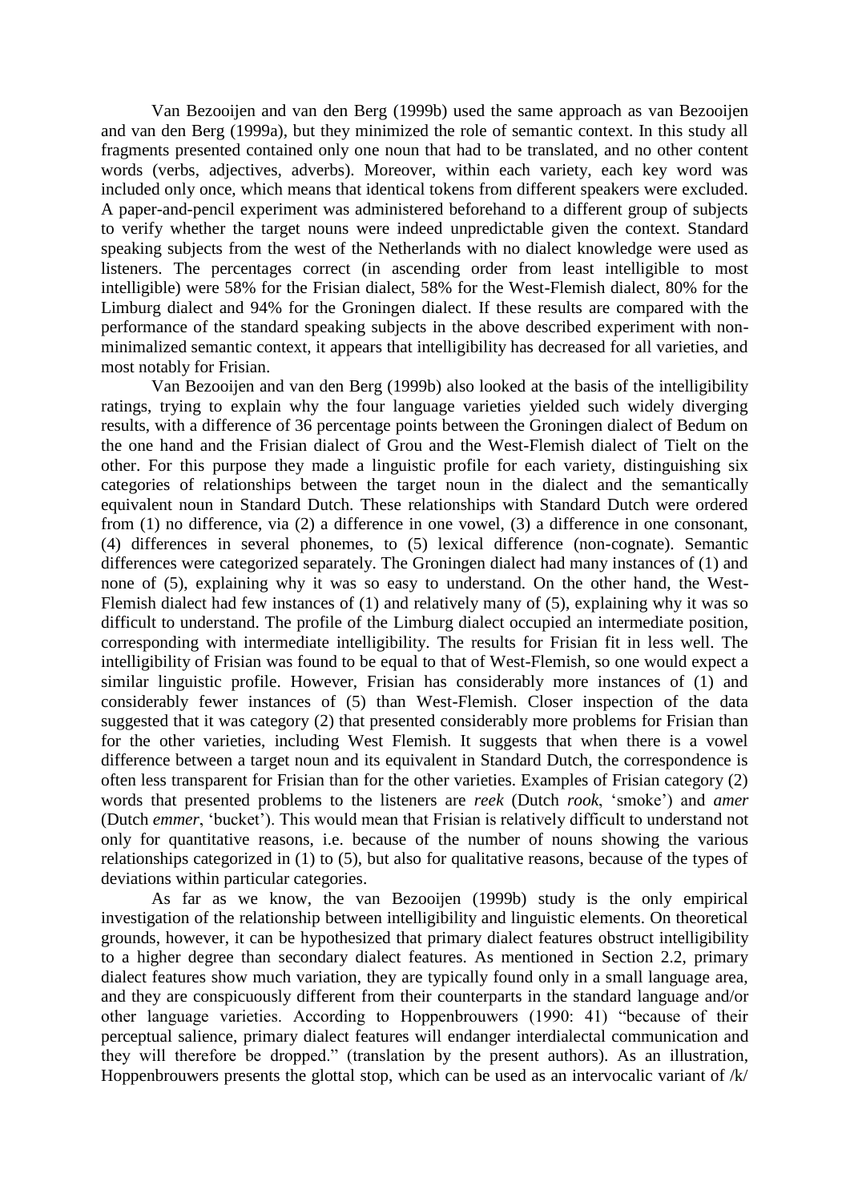Van Bezooijen and van den Berg (1999b) used the same approach as van Bezooijen and van den Berg (1999a), but they minimized the role of semantic context. In this study all fragments presented contained only one noun that had to be translated, and no other content words (verbs, adjectives, adverbs). Moreover, within each variety, each key word was included only once, which means that identical tokens from different speakers were excluded. A paper-and-pencil experiment was administered beforehand to a different group of subjects to verify whether the target nouns were indeed unpredictable given the context. Standard speaking subjects from the west of the Netherlands with no dialect knowledge were used as listeners. The percentages correct (in ascending order from least intelligible to most intelligible) were 58% for the Frisian dialect, 58% for the West-Flemish dialect, 80% for the Limburg dialect and 94% for the Groningen dialect. If these results are compared with the performance of the standard speaking subjects in the above described experiment with non-minimalized semantic context, it appears that intelligibility has decreased for all varieties, and most notably for Frisian.

Van Bezooijen and van den Berg (1999b) also looked at the basis of the intelligibility ratings, trying to explain why the four language varieties yielded such widely diverging results, with a difference of 36 percentage points between the Groningen dialect of Bedum on the one hand and the Frisian dialect of Grou and the West-Flemish dialect of Tielt on the other. For this purpose they made a linguistic profile for each variety, distinguishing six categories of relationships between the target noun in the dialect and the semantically equivalent noun in Standard Dutch. These relationships with Standard Dutch were ordered from (1) no difference, via (2) a difference in one vowel, (3) a difference in one consonant, (4) differences in several phonemes, to (5) lexical difference (non-cognate). Semantic differences were categorized separately. The Groningen dialect had many instances of (1) and none of (5), explaining why it was so easy to understand. On the other hand, the West-Flemish dialect had few instances of (1) and relatively many of (5), explaining why it was so difficult to understand. The profile of the Limburg dialect occupied an intermediate position, corresponding with intermediate intelligibility. The results for Frisian fit in less well. The intelligibility of Frisian was found to be equal to that of West-Flemish, so one would expect a similar linguistic profile. However, Frisian has considerably more instances of (1) and considerably fewer instances of (5) than West-Flemish. Closer inspection of the data suggested that it was category (2) that presented considerably more problems for Frisian than for the other varieties, including West Flemish. It suggests that when there is a vowel difference between a target noun and its equivalent in Standard Dutch, the correspondence is often less transparent for Frisian than for the other varieties. Examples of Frisian category (2) words that presented problems to the listeners are *reek* (Dutch *rook*, 'smoke') and *amer* (Dutch *emmer*, 'bucket'). This would mean that Frisian is relatively difficult to understand not only for quantitative reasons, i.e. because of the number of nouns showing the various relationships categorized in (1) to (5), but also for qualitative reasons, because of the types of deviations within particular categories.

As far as we know, the van Bezooijen (1999b) study is the only empirical investigation of the relationship between intelligibility and linguistic elements. On theoretical grounds, however, it can be hypothesized that primary dialect features obstruct intelligibility to a higher degree than secondary dialect features. As mentioned in Section 2.2, primary dialect features show much variation, they are typically found only in a small language area, and they are conspicuously different from their counterparts in the standard language and/or other language varieties. According to Hoppenbrouwers (1990: 41) "because of their perceptual salience, primary dialect features will endanger interdialectal communication and they will therefore be dropped." (translation by the present authors). As an illustration, Hoppenbrouwers presents the glottal stop, which can be used as an intervocalic variant of /k/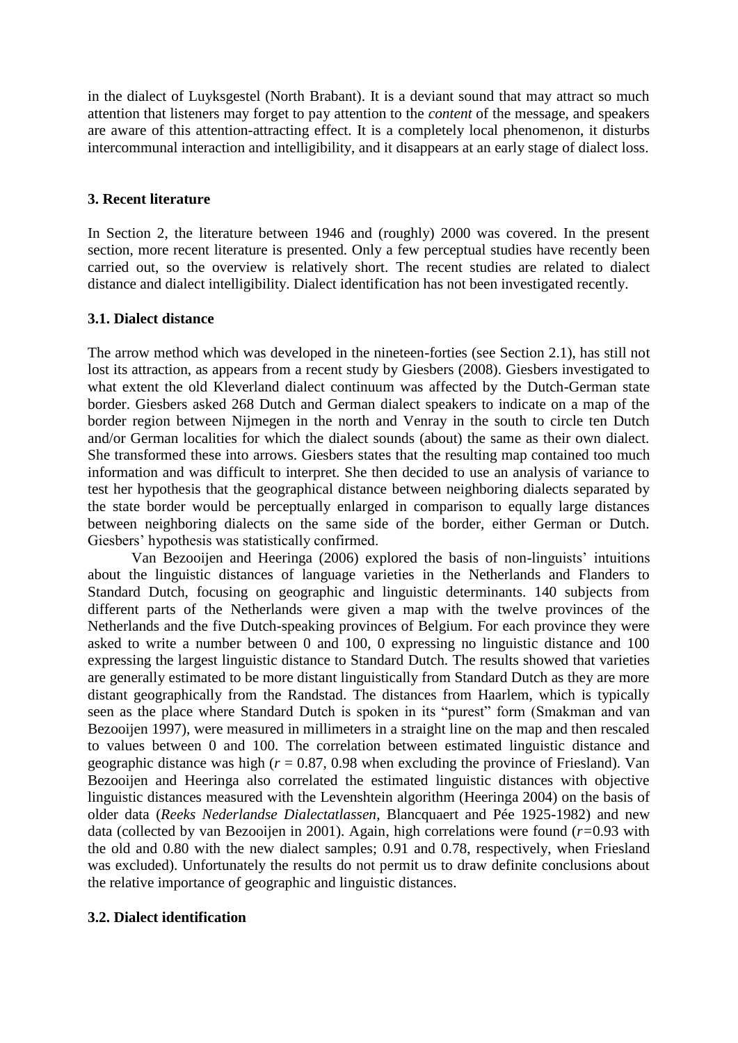in the dialect of Luyksgestel (North Brabant). It is a deviant sound that may attract so much attention that listeners may forget to pay attention to the *content* of the message, and speakers are aware of this attention-attracting effect. It is a completely local phenomenon, it disturbs intercommunal interaction and intelligibility, and it disappears at an early stage of dialect loss.

## 3. Recent literature

In Section 2, the literature between 1946 and (roughly) 2000 was covered. In the present section, more recent literature is presented. Only a few perceptual studies have recently been carried out, so the overview is relatively short. The recent studies are related to dialect distance and dialect intelligibility. Dialect identification has not been investigated recently.

### 3.1. Dialect distance

The arrow method which was developed in the nineteen-forties (see Section 2.1), has still not lost its attraction, as appears from a recent study by Giesbers (2008). Giesbers investigated to what extent the old Kleverland dialect continuum was affected by the Dutch-German state border. Giesbers asked 268 Dutch and German dialect speakers to indicate on a map of the border region between Nijmegen in the north and Venray in the south to circle ten Dutch and/or German localities for which the dialect sounds (about) the same as their own dialect. She transformed these into arrows. Giesbers states that the resulting map contained too much information and was difficult to interpret. She then decided to use an analysis of variance to test her hypothesis that the geographical distance between neighboring dialects separated by the state border would be perceptually enlarged in comparison to equally large distances between neighboring dialects on the same side of the border, either German or Dutch. Giesbers' hypothesis was statistically confirmed.

Van Bezooijen and Heeringa (2006) explored the basis of non-linguists' intuitions about the linguistic distances of language varieties in the Netherlands and Flanders to Standard Dutch, focusing on geographic and linguistic determinants. 140 subjects from different parts of the Netherlands were given a map with the twelve provinces of the Netherlands and the five Dutch-speaking provinces of Belgium. For each province they were asked to write a number between 0 and 100, 0 expressing no linguistic distance and 100 expressing the largest linguistic distance to Standard Dutch. The results showed that varieties are generally estimated to be more distant linguistically from Standard Dutch as they are more distant geographically from the Randstad. The distances from Haarlem, which is typically seen as the place where Standard Dutch is spoken in its "purest" form (Smakman and van Bezooijen 1997), were measured in millimeters in a straight line on the map and then rescaled to values between 0 and 100. The correlation between estimated linguistic distance and geographic distance was high ($r$ = 0.87, 0.98 when excluding the province of Friesland). Van Bezooijen and Heeringa also correlated the estimated linguistic distances with objective linguistic distances measured with the Levenshtein algorithm (Heeringa 2004) on the basis of older data (*Reeks Nederlandse Dialectatlassen*, Blancquaert and Pée 1925-1982) and new data (collected by van Bezooijen in 2001). Again, high correlations were found ($r$=0.93 with the old and 0.80 with the new dialect samples; 0.91 and 0.78, respectively, when Friesland was excluded). Unfortunately the results do not permit us to draw definite conclusions about the relative importance of geographic and linguistic distances.

### 3.2. Dialect identification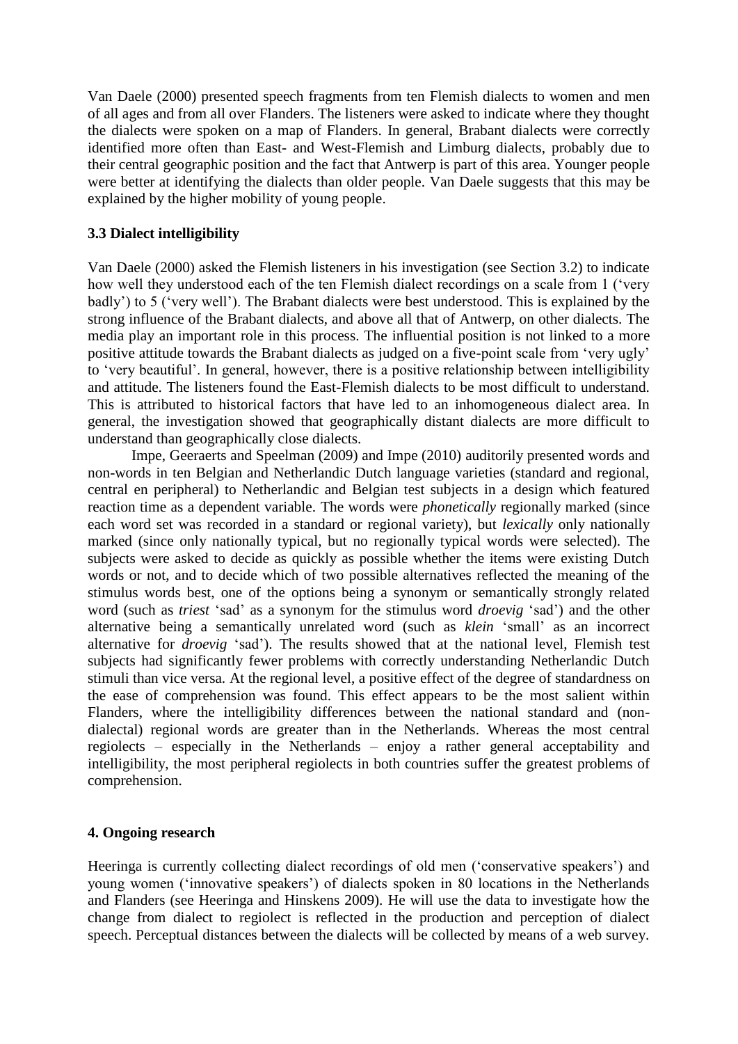Van Daele (2000) presented speech fragments from ten Flemish dialects to women and men of all ages and from all over Flanders. The listeners were asked to indicate where they thought the dialects were spoken on a map of Flanders. In general, Brabant dialects were correctly identified more often than East- and West-Flemish and Limburg dialects, probably due to their central geographic position and the fact that Antwerp is part of this area. Younger people were better at identifying the dialects than older people. Van Daele suggests that this may be explained by the higher mobility of young people.

### 3.3 Dialect intelligibility

Van Daele (2000) asked the Flemish listeners in his investigation (see Section 3.2) to indicate how well they understood each of the ten Flemish dialect recordings on a scale from 1 ('very badly') to 5 ('very well'). The Brabant dialects were best understood. This is explained by the strong influence of the Brabant dialects, and above all that of Antwerp, on other dialects. The media play an important role in this process. The influential position is not linked to a more positive attitude towards the Brabant dialects as judged on a five-point scale from 'very ugly' to 'very beautiful'. In general, however, there is a positive relationship between intelligibility and attitude. The listeners found the East-Flemish dialects to be most difficult to understand. This is attributed to historical factors that have led to an inhomogeneous dialect area. In general, the investigation showed that geographically distant dialects are more difficult to understand than geographically close dialects.

Impe, Geeraerts and Speelman (2009) and Impe (2010) auditorily presented words and non-words in ten Belgian and Netherlandic Dutch language varieties (standard and regional, central en peripheral) to Netherlandic and Belgian test subjects in a design which featured reaction time as a dependent variable. The words were *phonetically* regionally marked (since each word set was recorded in a standard or regional variety), but *lexically* only nationally marked (since only nationally typical, but no regionally typical words were selected). The subjects were asked to decide as quickly as possible whether the items were existing Dutch words or not, and to decide which of two possible alternatives reflected the meaning of the stimulus words best, one of the options being a synonym or semantically strongly related word (such as *triest* 'sad' as a synonym for the stimulus word *droevig* 'sad') and the other alternative being a semantically unrelated word (such as *klein* 'small' as an incorrect alternative for *droevig* 'sad'). The results showed that at the national level, Flemish test subjects had significantly fewer problems with correctly understanding Netherlandic Dutch stimuli than vice versa. At the regional level, a positive effect of the degree of standardness on the ease of comprehension was found. This effect appears to be the most salient within Flanders, where the intelligibility differences between the national standard and (non-dialectal) regional words are greater than in the Netherlands. Whereas the most central regiolects – especially in the Netherlands – enjoy a rather general acceptability and intelligibility, the most peripheral regiolects in both countries suffer the greatest problems of comprehension.

## 4. Ongoing research

Heeringa is currently collecting dialect recordings of old men ('conservative speakers') and young women ('innovative speakers') of dialects spoken in 80 locations in the Netherlands and Flanders (see Heeringa and Hinskens 2009). He will use the data to investigate how the change from dialect to regiolect is reflected in the production and perception of dialect speech. Perceptual distances between the dialects will be collected by means of a web survey.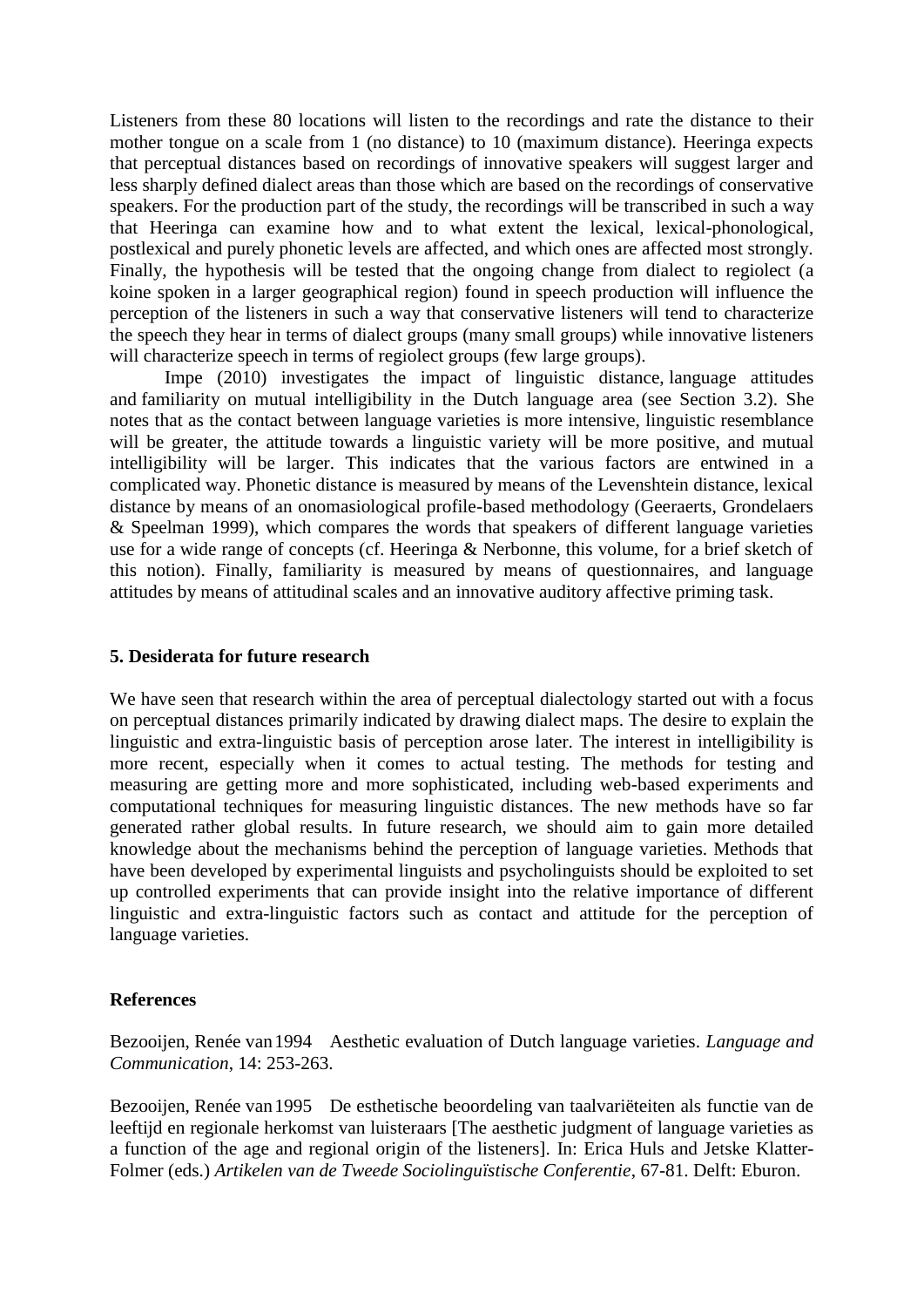Listeners from these 80 locations will listen to the recordings and rate the distance to their mother tongue on a scale from 1 (no distance) to 10 (maximum distance). Heeringa expects that perceptual distances based on recordings of innovative speakers will suggest larger and less sharply defined dialect areas than those which are based on the recordings of conservative speakers. For the production part of the study, the recordings will be transcribed in such a way that Heeringa can examine how and to what extent the lexical, lexical-phonological, postlexical and purely phonetic levels are affected, and which ones are affected most strongly. Finally, the hypothesis will be tested that the ongoing change from dialect to regiolect (a koine spoken in a larger geographical region) found in speech production will influence the perception of the listeners in such a way that conservative listeners will tend to characterize the speech they hear in terms of dialect groups (many small groups) while innovative listeners will characterize speech in terms of regiolect groups (few large groups).

Impe (2010) investigates the impact of linguistic distance, language attitudes and familiarity on mutual intelligibility in the Dutch language area (see Section 3.2). She notes that as the contact between language varieties is more intensive, linguistic resemblance will be greater, the attitude towards a linguistic variety will be more positive, and mutual intelligibility will be larger. This indicates that the various factors are entwined in a complicated way. Phonetic distance is measured by means of the Levenshtein distance, lexical distance by means of an onomasiological profile-based methodology (Geeraerts, Grondelaers & Speelman 1999), which compares the words that speakers of different language varieties use for a wide range of concepts (cf. Heeringa & Nerbonne, this volume, for a brief sketch of this notion). Finally, familiarity is measured by means of questionnaires, and language attitudes by means of attitudinal scales and an innovative auditory affective priming task.

## 5. Desiderata for future research

We have seen that research within the area of perceptual dialectology started out with a focus on perceptual distances primarily indicated by drawing dialect maps. The desire to explain the linguistic and extra-linguistic basis of perception arose later. The interest in intelligibility is more recent, especially when it comes to actual testing. The methods for testing and measuring are getting more and more sophisticated, including web-based experiments and computational techniques for measuring linguistic distances. The new methods have so far generated rather global results. In future research, we should aim to gain more detailed knowledge about the mechanisms behind the perception of language varieties. Methods that have been developed by experimental linguists and psycholinguists should be exploited to set up controlled experiments that can provide insight into the relative importance of different linguistic and extra-linguistic factors such as contact and attitude for the perception of language varieties.

## References

Bezooijen, Renée van 1994 Aesthetic evaluation of Dutch language varieties. *Language and Communication*, 14: 253-263.

Bezooijen, Renée van 1995 De esthetische beoordeling van taalvariëteiten als functie van de leeftijd en regionale herkomst van luisteraars [The aesthetic judgment of language varieties as a function of the age and regional origin of the listeners]. In: Erica Huls and Jetske Klatter-Folmer (eds.) *Artikelen van de Tweede Sociolinguïstische Conferentie*, 67-81. Delft: Eburon.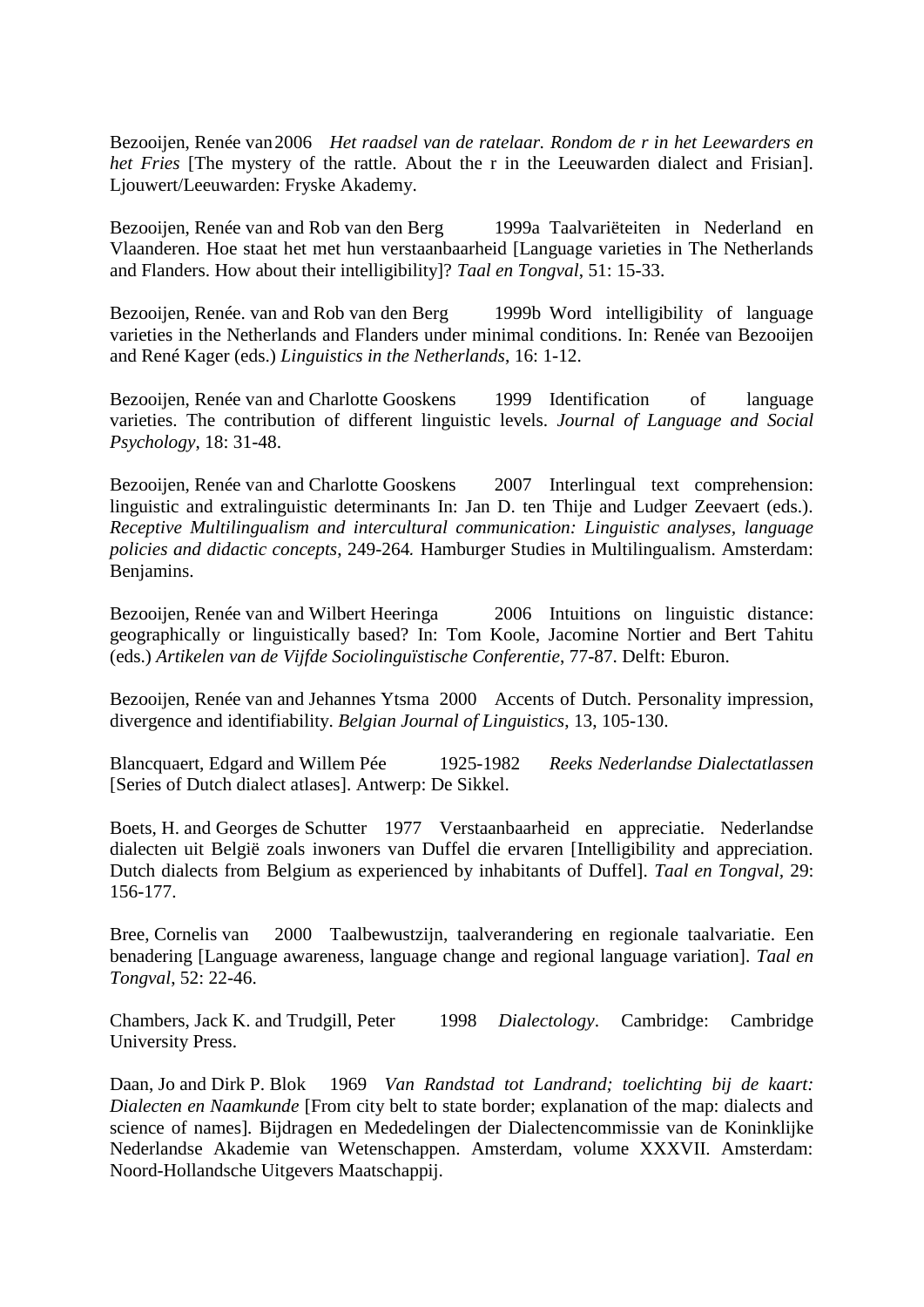Bezooijen, Renée van 2006 *Het raadsel van de ratelaar. Rondom de r in het Leewarders en het Fries* [The mystery of the rattle. About the r in the Leeuwarden dialect and Frisian]. Ljouwert/Leeuwarden: Fryske Akademy.

Bezooijen, Renée van and Rob van den Berg 1999a Taalvariëteiten in Nederland en Vlaanderen. Hoe staat het met hun verstaanbaarheid [Language varieties in The Netherlands and Flanders. How about their intelligibility]? *Taal en Tongval*, 51: 15-33.

Bezooijen, Renée. van and Rob van den Berg 1999b Word intelligibility of language varieties in the Netherlands and Flanders under minimal conditions. In: Renée van Bezooijen and René Kager (eds.) *Linguistics in the Netherlands*, 16: 1-12.

Bezooijen, Renée van and Charlotte Gooskens 1999 Identification of language varieties. The contribution of different linguistic levels. *Journal of Language and Social Psychology*, 18: 31-48.

Bezooijen, Renée van and Charlotte Gooskens 2007 Interlingual text comprehension: linguistic and extralinguistic determinants In: Jan D. ten Thije and Ludger Zeevaert (eds.). *Receptive Multilingualism and intercultural communication: Linguistic analyses, language policies and didactic concepts*, 249-264*.* Hamburger Studies in Multilingualism. Amsterdam: Benjamins.

Bezooijen, Renée van and Wilbert Heeringa 2006 Intuitions on linguistic distance: geographically or linguistically based? In: Tom Koole, Jacomine Nortier and Bert Tahitu (eds.) *Artikelen van de Vijfde Sociolinguïstische Conferentie*, 77-87. Delft: Eburon.

Bezooijen, Renée van and Jehannes Ytsma 2000 Accents of Dutch. Personality impression, divergence and identifiability. *Belgian Journal of Linguistics*, 13, 105-130.

Blancquaert, Edgard and Willem Pée 1925-1982 *Reeks Nederlandse Dialectatlassen* [Series of Dutch dialect atlases]. Antwerp: De Sikkel.

Boets, H. and Georges de Schutter 1977 Verstaanbaarheid en appreciatie. Nederlandse dialecten uit België zoals inwoners van Duffel die ervaren [Intelligibility and appreciation. Dutch dialects from Belgium as experienced by inhabitants of Duffel]. *Taal en Tongval*, 29: 156-177.

Bree, Cornelis van 2000 Taalbewustzijn, taalverandering en regionale taalvariatie. Een benadering [Language awareness, language change and regional language variation]. *Taal en Tongval*, 52: 22-46.

Chambers, Jack K. and Trudgill, Peter 1998 *Dialectology*. Cambridge: Cambridge University Press.

Daan, Jo and Dirk P. Blok 1969 *Van Randstad tot Landrand; toelichting bij de kaart: Dialecten en Naamkunde* [From city belt to state border; explanation of the map: dialects and science of names]. Bijdragen en Mededelingen der Dialectencommissie van de Koninklijke Nederlandse Akademie van Wetenschappen. Amsterdam, volume XXXVII. Amsterdam: Noord-Hollandsche Uitgevers Maatschappij.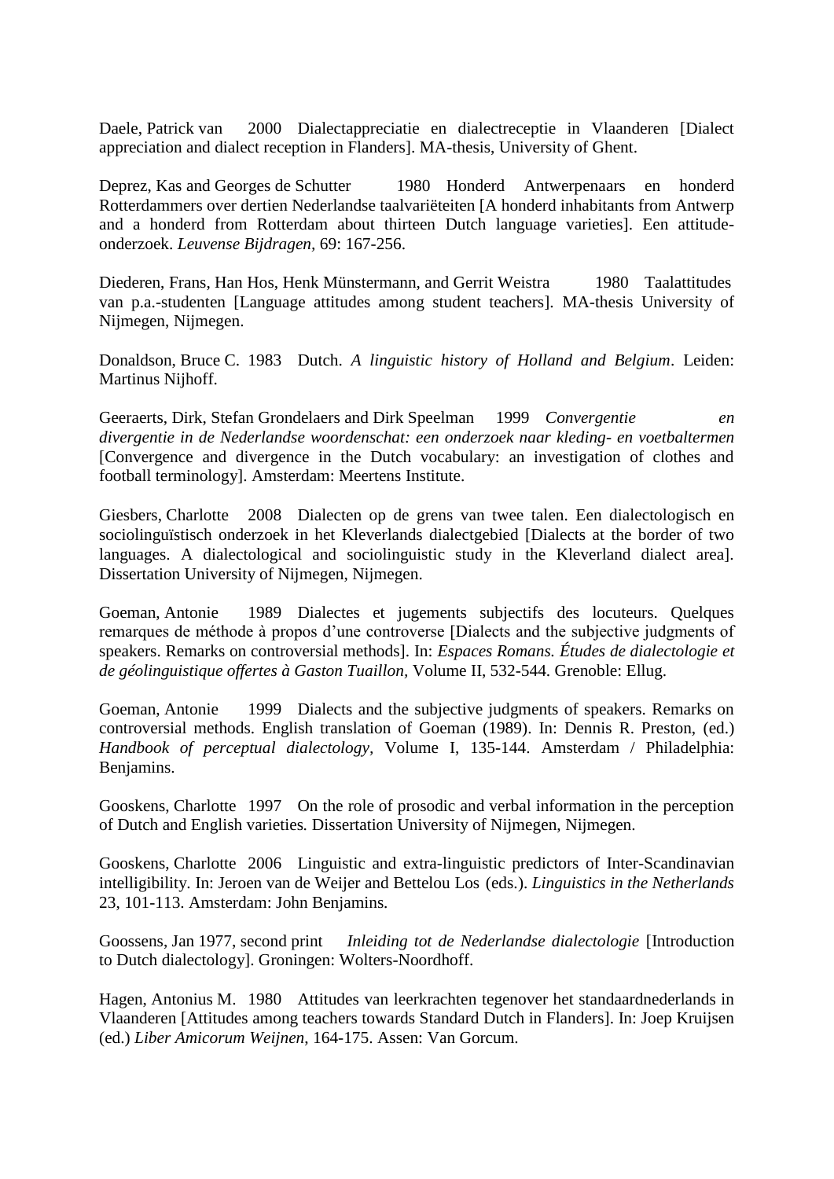Daele, Patrick van 2000 Dialectappreciatie en dialectreceptie in Vlaanderen [Dialect appreciation and dialect reception in Flanders]. MA-thesis, University of Ghent.

Deprez, Kas and Georges de Schutter 1980 Honderd Antwerpenaars en honderd Rotterdammers over dertien Nederlandse taalvariëteiten [A honderd inhabitants from Antwerp and a honderd from Rotterdam about thirteen Dutch language varieties]. Een attitude-onderzoek. *Leuvense Bijdragen,* 69: 167-256.

Diederen, Frans, Han Hos, Henk Münstermann, and Gerrit Weistra 1980 Taalattitudes van p.a.-studenten [Language attitudes among student teachers]. MA-thesis University of Nijmegen, Nijmegen.

Donaldson, Bruce C. 1983 Dutch. *A linguistic history of Holland and Belgium*. Leiden: Martinus Nijhoff.

Geeraerts, Dirk, Stefan Grondelaers and Dirk Speelman 1999 *Convergentie en divergentie in de Nederlandse woordenschat: een onderzoek naar kleding- en voetbaltermen* [Convergence and divergence in the Dutch vocabulary: an investigation of clothes and football terminology]. Amsterdam: Meertens Institute.

Giesbers, Charlotte 2008 Dialecten op de grens van twee talen. Een dialectologisch en sociolinguïstisch onderzoek in het Kleverlands dialectgebied [Dialects at the border of two languages. A dialectological and sociolinguistic study in the Kleverland dialect area]. Dissertation University of Nijmegen, Nijmegen.

Goeman, Antonie 1989 Dialectes et jugements subjectifs des locuteurs. Quelques remarques de méthode à propos d'une controverse [Dialects and the subjective judgments of speakers. Remarks on controversial methods]. In: *Espaces Romans. Études de dialectologie et de géolinguistique offertes à Gaston Tuaillon,* Volume II, 532-544. Grenoble: Ellug.

Goeman, Antonie 1999 Dialects and the subjective judgments of speakers. Remarks on controversial methods. English translation of Goeman (1989). In: Dennis R. Preston, (ed.) *Handbook of perceptual dialectology,* Volume I, 135-144. Amsterdam / Philadelphia: Benjamins.

Gooskens, Charlotte 1997 On the role of prosodic and verbal information in the perception of Dutch and English varieties. Dissertation University of Nijmegen, Nijmegen.

Gooskens, Charlotte 2006 Linguistic and extra-linguistic predictors of Inter-Scandinavian intelligibility. In: Jeroen van de Weijer and Bettelou Los (eds.). *Linguistics in the Netherlands* 23, 101-113. Amsterdam: John Benjamins.

Goossens, Jan 1977, second print *Inleiding tot de Nederlandse dialectologie* [Introduction to Dutch dialectology]. Groningen: Wolters-Noordhoff.

Hagen, Antonius M. 1980 Attitudes van leerkrachten tegenover het standaardnederlands in Vlaanderen [Attitudes among teachers towards Standard Dutch in Flanders]. In: Joep Kruijsen (ed.) *Liber Amicorum Weijnen*, 164-175. Assen: Van Gorcum.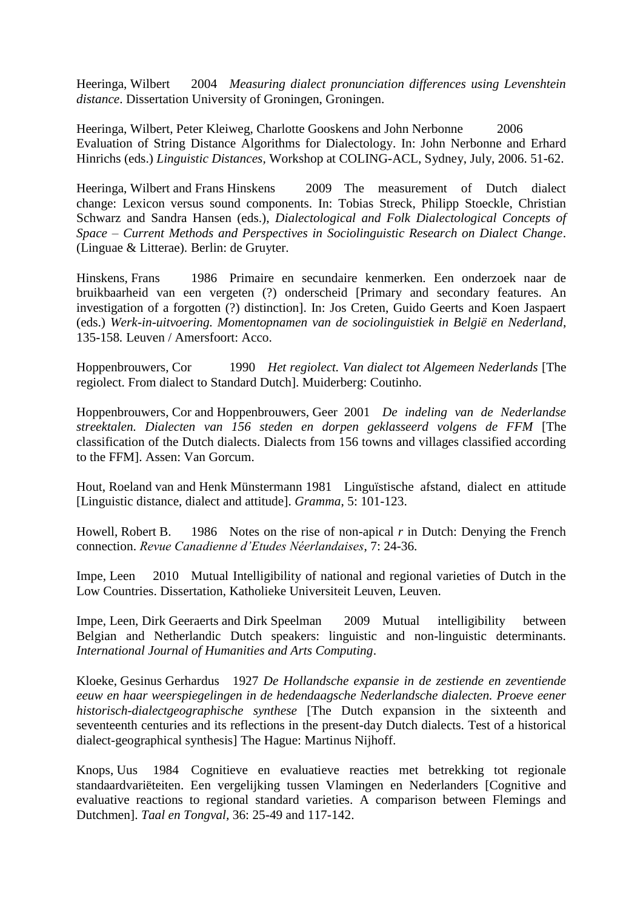Heeringa, Wilbert 2004 *Measuring dialect pronunciation differences using Levenshtein distance*. Dissertation University of Groningen, Groningen.

Heeringa, Wilbert, Peter Kleiweg, Charlotte Gooskens and John Nerbonne 2006 Evaluation of String Distance Algorithms for Dialectology. In: John Nerbonne and Erhard Hinrichs (eds.) *Linguistic Distances*, Workshop at COLING-ACL, Sydney, July, 2006. 51-62.

Heeringa, Wilbert and Frans Hinskens 2009 The measurement of Dutch dialect change: Lexicon versus sound components. In: Tobias Streck, Philipp Stoeckle, Christian Schwarz and Sandra Hansen (eds.), *Dialectological and Folk Dialectological Concepts of Space – Current Methods and Perspectives in Sociolinguistic Research on Dialect Change*. (Linguae & Litterae). Berlin: de Gruyter.

Hinskens, Frans 1986 Primaire en secundaire kenmerken. Een onderzoek naar de bruikbaarheid van een vergeten (?) onderscheid [Primary and secondary features. An investigation of a forgotten (?) distinction]. In: Jos Creten, Guido Geerts and Koen Jaspaert (eds.) *Werk-in-uitvoering. Momentopnamen van de sociolinguistiek in België en Nederland*, 135-158. Leuven / Amersfoort: Acco.

Hoppenbrouwers, Cor 1990 *Het regiolect. Van dialect tot Algemeen Nederlands* [The regiolect. From dialect to Standard Dutch]. Muiderberg: Coutinho.

Hoppenbrouwers, Cor and Hoppenbrouwers, Geer 2001 *De indeling van de Nederlandse streektalen. Dialecten van 156 steden en dorpen geklasseerd volgens de FFM* [The classification of the Dutch dialects. Dialects from 156 towns and villages classified according to the FFM]. Assen: Van Gorcum.

Hout, Roeland van and Henk Münstermann 1981 Linguïstische afstand, dialect en attitude [Linguistic distance, dialect and attitude]. *Gramma*, 5: 101-123.

Howell, Robert B. 1986 Notes on the rise of non-apical *r* in Dutch: Denying the French connection. *Revue Canadienne d'Etudes Néerlandaises*, 7: 24-36.

Impe, Leen 2010 Mutual Intelligibility of national and regional varieties of Dutch in the Low Countries. Dissertation, Katholieke Universiteit Leuven, Leuven.

Impe, Leen, Dirk Geeraerts and Dirk Speelman 2009 Mutual intelligibility between Belgian and Netherlandic Dutch speakers: linguistic and non-linguistic determinants. *International Journal of Humanities and Arts Computing*.

Kloeke, Gesinus Gerhardus 1927 *De Hollandsche expansie in de zestiende en zeventiende eeuw en haar weerspiegelingen in de hedendaagsche Nederlandsche dialecten. Proeve eener historisch-dialectgeographische synthese* [The Dutch expansion in the sixteenth and seventeenth centuries and its reflections in the present-day Dutch dialects. Test of a historical dialect-geographical synthesis] The Hague: Martinus Nijhoff.

Knops, Uus 1984 Cognitieve en evaluatieve reacties met betrekking tot regionale standaardvariëteiten. Een vergelijking tussen Vlamingen en Nederlanders [Cognitive and evaluative reactions to regional standard varieties. A comparison between Flemings and Dutchmen]. *Taal en Tongval,* 36: 25-49 and 117-142.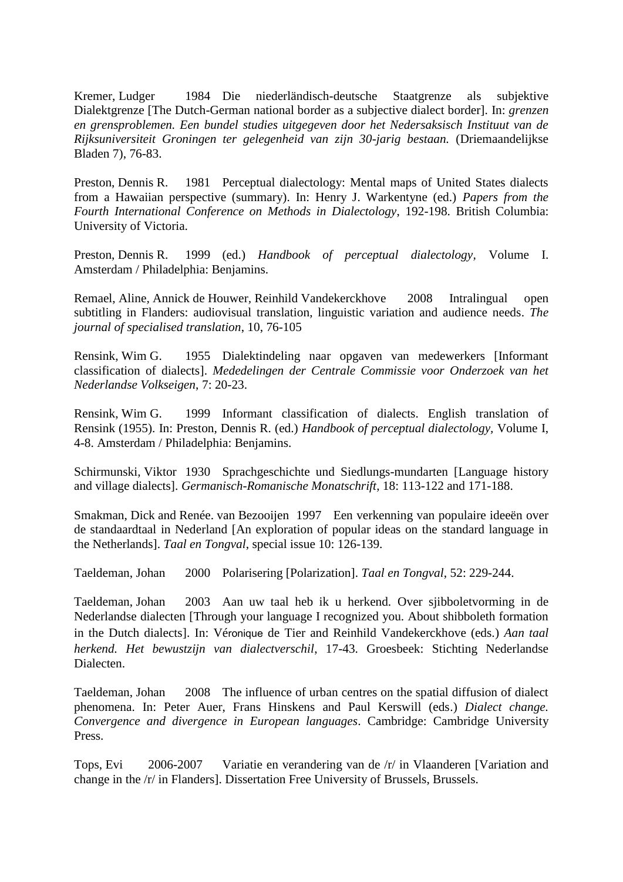Kremer, Ludger 1984 Die niederländisch-deutsche Staatgrenze als subjektive Dialektgrenze [The Dutch-German national border as a subjective dialect border]. In: *grenzen en grensproblemen. Een bundel studies uitgegeven door het Nedersaksisch Instituut van de Rijksuniversiteit Groningen ter gelegenheid van zijn 30-jarig bestaan.* (Driemaandelijkse Bladen 7), 76-83.

Preston, Dennis R. 1981 Perceptual dialectology: Mental maps of United States dialects from a Hawaiian perspective (summary). In: Henry J. Warkentyne (ed.) *Papers from the Fourth International Conference on Methods in Dialectology*, 192-198. British Columbia: University of Victoria.

Preston, Dennis R. 1999 (ed.) *Handbook of perceptual dialectology,* Volume I. Amsterdam / Philadelphia: Benjamins.

Remael, Aline, Annick de Houwer, Reinhild Vandekerckhove 2008 Intralingual open subtitling in Flanders: audiovisual translation, linguistic variation and audience needs. *The journal of specialised translation*, 10, 76-105

Rensink, Wim G. 1955 Dialektindeling naar opgaven van medewerkers [Informant classification of dialects]. *Mededelingen der Centrale Commissie voor Onderzoek van het Nederlandse Volkseigen*, 7: 20-23.

Rensink, Wim G. 1999 Informant classification of dialects. English translation of Rensink (1955). In: Preston, Dennis R. (ed.) *Handbook of perceptual dialectology,* Volume I, 4-8. Amsterdam / Philadelphia: Benjamins.

Schirmunski, Viktor 1930 Sprachgeschichte und Siedlungs-mundarten [Language history and village dialects]. *Germanisch-Romanische Monatschrift*, 18: 113-122 and 171-188.

Smakman, Dick and Renée. van Bezooijen 1997 Een verkenning van populaire ideeën over de standaardtaal in Nederland [An exploration of popular ideas on the standard language in the Netherlands]. *Taal en Tongval*, special issue 10: 126-139.

Taeldeman, Johan 2000 Polarisering [Polarization]. *Taal en Tongval*, 52: 229-244.

Taeldeman, Johan 2003 Aan uw taal heb ik u herkend. Over sjibboletvorming in de Nederlandse dialecten [Through your language I recognized you. About shibboleth formation in the Dutch dialects]. In: Véronique de Tier and Reinhild Vandekerckhove (eds.) *Aan taal herkend. Het bewustzijn van dialectverschil*, 17-43. Groesbeek: Stichting Nederlandse Dialecten.

Taeldeman, Johan 2008 The influence of urban centres on the spatial diffusion of dialect phenomena. In: Peter Auer, Frans Hinskens and Paul Kerswill (eds.) *Dialect change. Convergence and divergence in European languages*. Cambridge: Cambridge University Press.

Tops, Evi 2006-2007 Variatie en verandering van de /r/ in Vlaanderen [Variation and change in the /r/ in Flanders]. Dissertation Free University of Brussels, Brussels.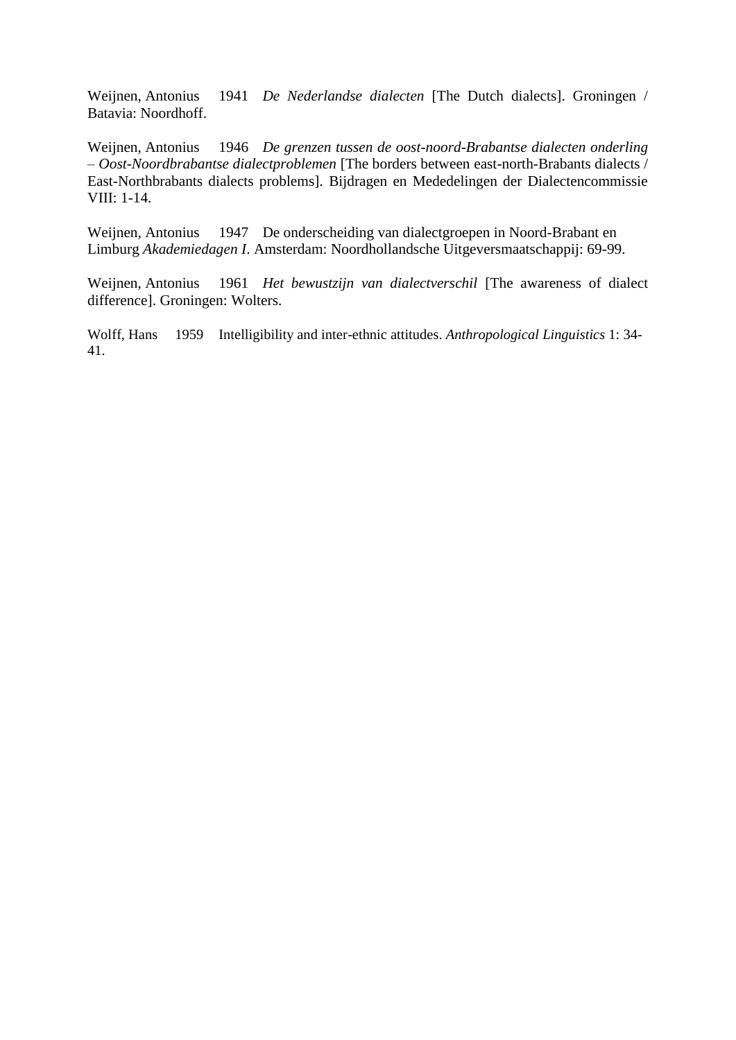Weijnen, Antonius 1941 *De Nederlandse dialecten* [The Dutch dialects]. Groningen / Batavia: Noordhoff.

Weijnen, Antonius 1946 *De grenzen tussen de oost-noord-Brabantse dialecten onderling – Oost-Noordbrabantse dialectproblemen* [The borders between east-north-Brabants dialects / East-Northbrabants dialects problems]. Bijdragen en Mededelingen der Dialectencommissie VIII: 1-14.

Weijnen, Antonius 1947 De onderscheiding van dialectgroepen in Noord-Brabant en Limburg *Akademiedagen I*. Amsterdam: Noordhollandsche Uitgeversmaatschappij: 69-99.

Weijnen, Antonius 1961 *Het bewustzijn van dialectverschil* [The awareness of dialect difference]. Groningen: Wolters.

Wolff, Hans 1959 Intelligibility and inter-ethnic attitudes. *Anthropological Linguistics* 1: 34-41.